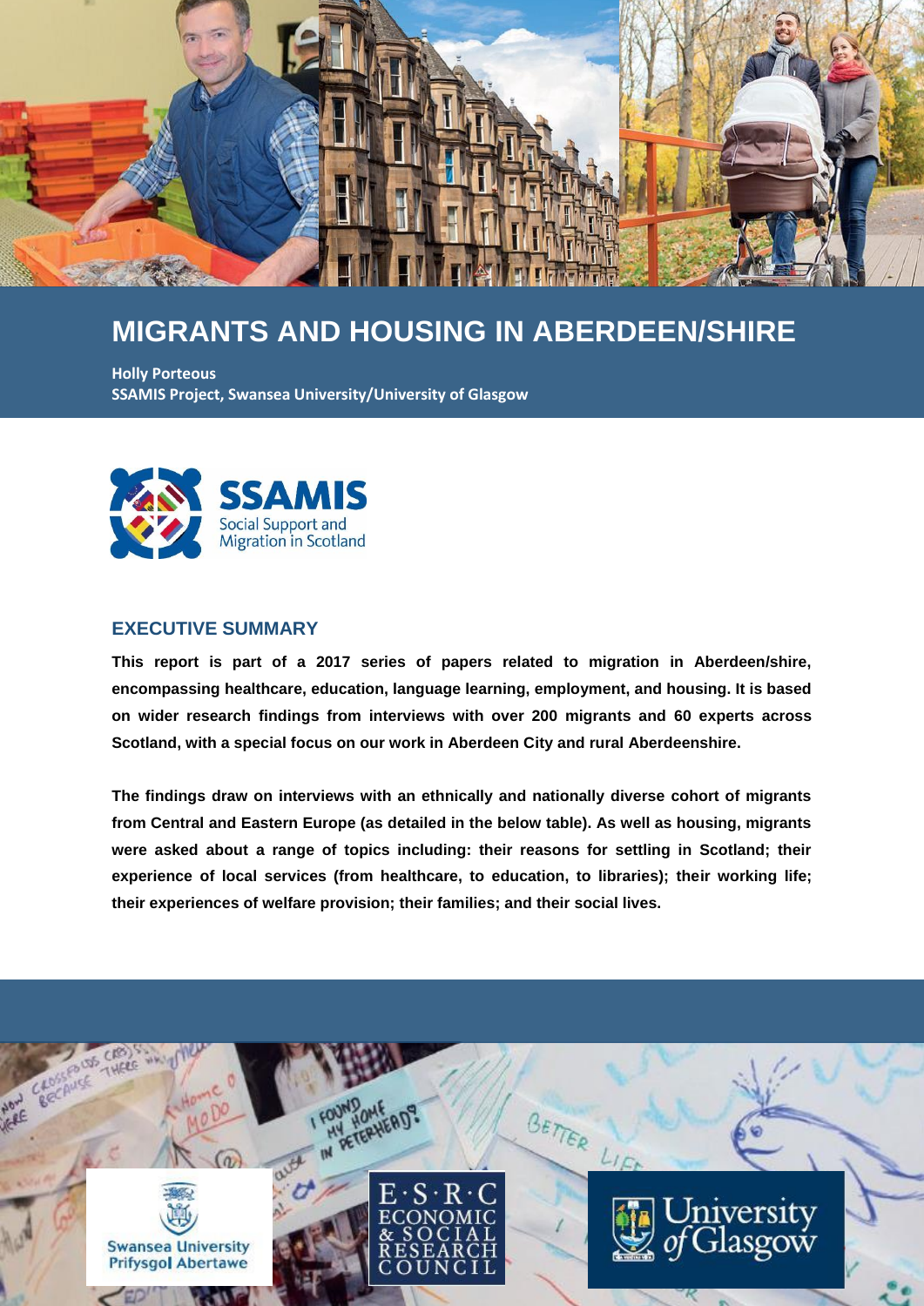# MIGRANTS AND HOUSING IN ABERDEEN/SHIRE

**Holly Porteous**
**SSAMIS Project, Swansea University/University of Glasgow**

SSAMIS
Social Support and Migration in Scotland

## EXECUTIVE SUMMARY

**This report is part of a 2017 series of papers related to migration in Aberdeen/shire, encompassing healthcare, education, language learning, employment, and housing. It is based on wider research findings from interviews with over 200 migrants and 60 experts across Scotland, with a special focus on our work in Aberdeen City and rural Aberdeenshire.**

**The findings draw on interviews with an ethnically and nationally diverse cohort of migrants from Central and Eastern Europe (as detailed in the below table). As well as housing, migrants were asked about a range of topics including: their reasons for settling in Scotland; their experience of local services (from healthcare, to education, to libraries); their working life; their experiences of welfare provision; their families; and their social lives.**

Swansea University
Prifysgol Abertawe

E·S·R·C
ECONOMIC & SOCIAL RESEARCH COUNCIL

University of Glasgow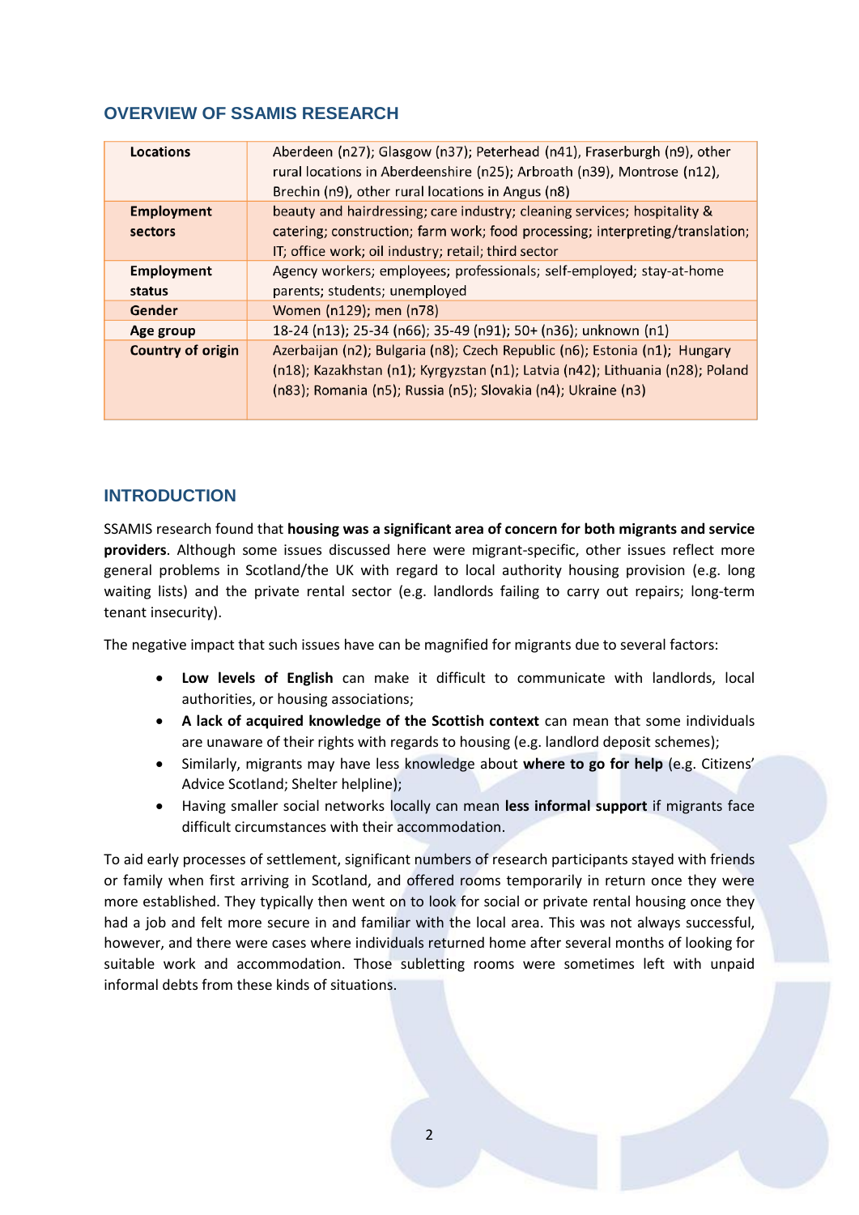## OVERVIEW OF SSAMIS RESEARCH

| | |
|---|---|
| **Locations** | Aberdeen (n27); Glasgow (n37); Peterhead (n41), Fraserburgh (n9), other rural locations in Aberdeenshire (n25); Arbroath (n39), Montrose (n12), Brechin (n9), other rural locations in Angus (n8) |
| **Employment sectors** | beauty and hairdressing; care industry; cleaning services; hospitality & catering; construction; farm work; food processing; interpreting/translation; IT; office work; oil industry; retail; third sector |
| **Employment status** | Agency workers; employees; professionals; self-employed; stay-at-home parents; students; unemployed |
| **Gender** | Women (n129); men (n78) |
| **Age group** | 18-24 (n13); 25-34 (n66); 35-49 (n91); 50+ (n36); unknown (n1) |
| **Country of origin** | Azerbaijan (n2); Bulgaria (n8); Czech Republic (n6); Estonia (n1); Hungary (n18); Kazakhstan (n1); Kyrgyzstan (n1); Latvia (n42); Lithuania (n28); Poland (n83); Romania (n5); Russia (n5); Slovakia (n4); Ukraine (n3) |

## INTRODUCTION

SSAMIS research found that **housing was a significant area of concern for both migrants and service providers**. Although some issues discussed here were migrant-specific, other issues reflect more general problems in Scotland/the UK with regard to local authority housing provision (e.g. long waiting lists) and the private rental sector (e.g. landlords failing to carry out repairs; long-term tenant insecurity).

The negative impact that such issues have can be magnified for migrants due to several factors:

- **Low levels of English** can make it difficult to communicate with landlords, local authorities, or housing associations;
- **A lack of acquired knowledge of the Scottish context** can mean that some individuals are unaware of their rights with regards to housing (e.g. landlord deposit schemes);
- Similarly, migrants may have less knowledge about **where to go for help** (e.g. Citizens' Advice Scotland; Shelter helpline);
- Having smaller social networks locally can mean **less informal support** if migrants face difficult circumstances with their accommodation.

To aid early processes of settlement, significant numbers of research participants stayed with friends or family when first arriving in Scotland, and offered rooms temporarily in return once they were more established. They typically then went on to look for social or private rental housing once they had a job and felt more secure in and familiar with the local area. This was not always successful, however, and there were cases where individuals returned home after several months of looking for suitable work and accommodation. Those subletting rooms were sometimes left with unpaid informal debts from these kinds of situations.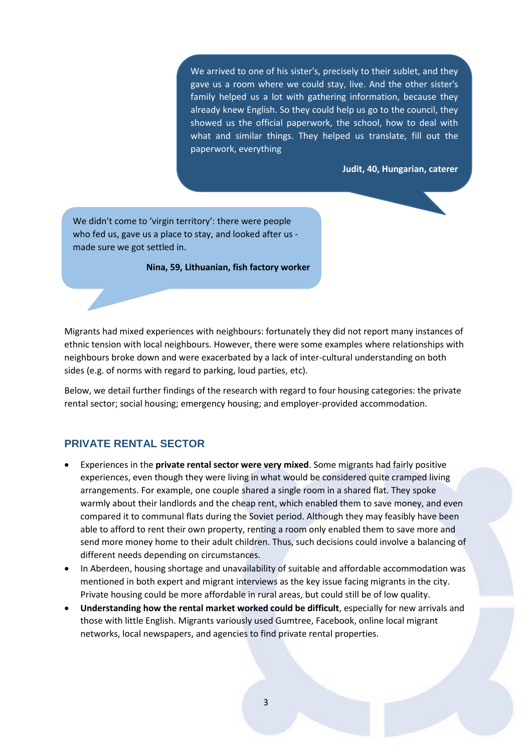> We arrived to one of his sister's, precisely to their sublet, and they gave us a room where we could stay, live. And the other sister's family helped us a lot with gathering information, because they already knew English. So they could help us go to the council, they showed us the official paperwork, the school, how to deal with what and similar things. They helped us translate, fill out the paperwork, everything
>
> **Judit, 40, Hungarian, caterer**

> We didn't come to 'virgin territory': there were people who fed us, gave us a place to stay, and looked after us - made sure we got settled in.
>
> **Nina, 59, Lithuanian, fish factory worker**

Migrants had mixed experiences with neighbours: fortunately they did not report many instances of ethnic tension with local neighbours. However, there were some examples where relationships with neighbours broke down and were exacerbated by a lack of inter-cultural understanding on both sides (e.g. of norms with regard to parking, loud parties, etc).

Below, we detail further findings of the research with regard to four housing categories: the private rental sector; social housing; emergency housing; and employer-provided accommodation.

## PRIVATE RENTAL SECTOR

- Experiences in the **private rental sector were very mixed**. Some migrants had fairly positive experiences, even though they were living in what would be considered quite cramped living arrangements. For example, one couple shared a single room in a shared flat. They spoke warmly about their landlords and the cheap rent, which enabled them to save money, and even compared it to communal flats during the Soviet period. Although they may feasibly have been able to afford to rent their own property, renting a room only enabled them to save more and send more money home to their adult children. Thus, such decisions could involve a balancing of different needs depending on circumstances.
- In Aberdeen, housing shortage and unavailability of suitable and affordable accommodation was mentioned in both expert and migrant interviews as the key issue facing migrants in the city. Private housing could be more affordable in rural areas, but could still be of low quality.
- **Understanding how the rental market worked could be difficult**, especially for new arrivals and those with little English. Migrants variously used Gumtree, Facebook, online local migrant networks, local newspapers, and agencies to find private rental properties.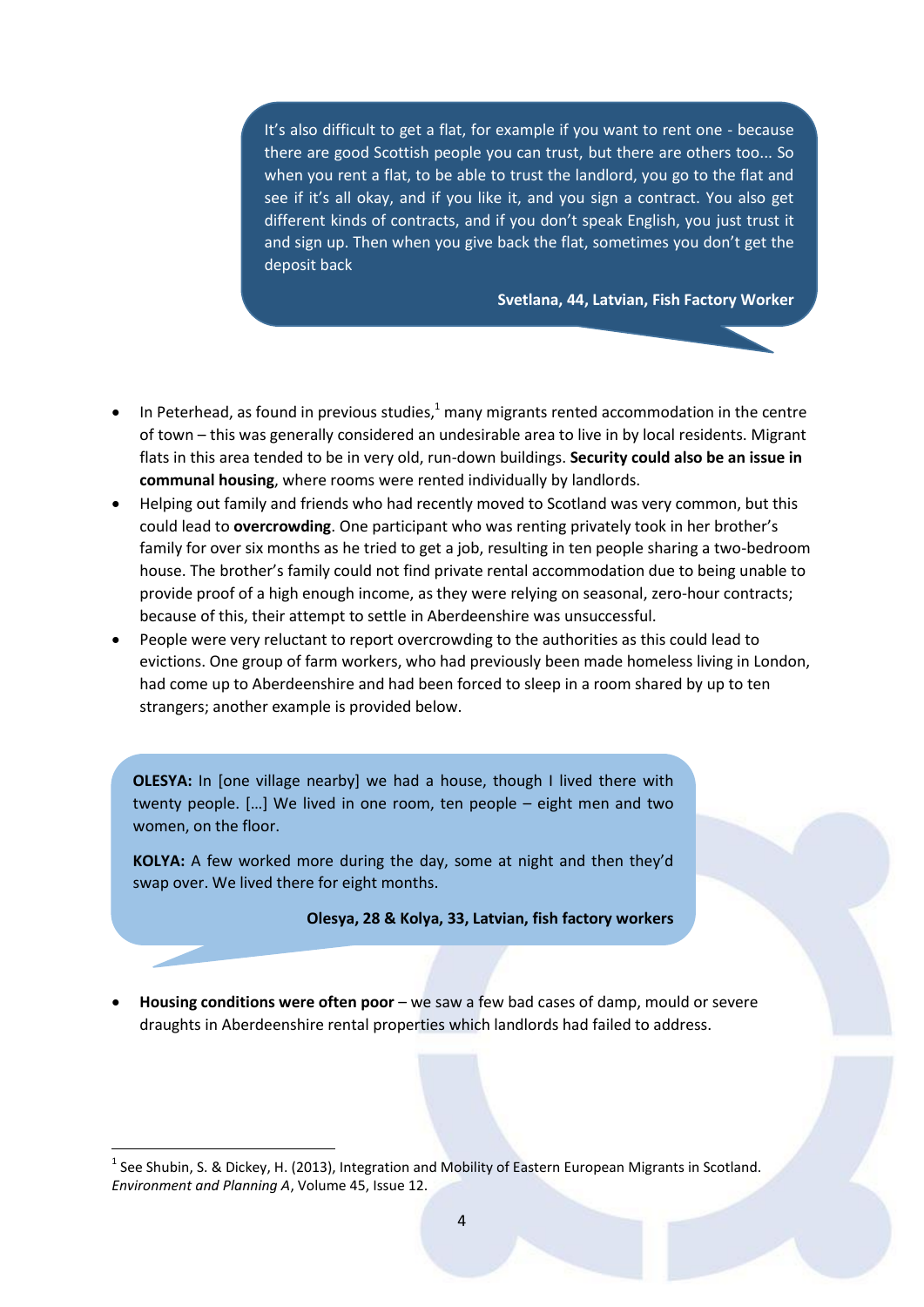> It's also difficult to get a flat, for example if you want to rent one - because there are good Scottish people you can trust, but there are others too... So when you rent a flat, to be able to trust the landlord, you go to the flat and see if it's all okay, and if you like it, and you sign a contract. You also get different kinds of contracts, and if you don't speak English, you just trust it and sign up. Then when you give back the flat, sometimes you don't get the deposit back
>
> **Svetlana, 44, Latvian, Fish Factory Worker**

- In Peterhead, as found in previous studies,[1] many migrants rented accommodation in the centre of town – this was generally considered an undesirable area to live in by local residents. Migrant flats in this area tended to be in very old, run-down buildings. **Security could also be an issue in communal housing**, where rooms were rented individually by landlords.
- Helping out family and friends who had recently moved to Scotland was very common, but this could lead to **overcrowding**. One participant who was renting privately took in her brother's family for over six months as he tried to get a job, resulting in ten people sharing a two-bedroom house. The brother's family could not find private rental accommodation due to being unable to provide proof of a high enough income, as they were relying on seasonal, zero-hour contracts; because of this, their attempt to settle in Aberdeenshire was unsuccessful.
- People were very reluctant to report overcrowding to the authorities as this could lead to evictions. One group of farm workers, who had previously been made homeless living in London, had come up to Aberdeenshire and had been forced to sleep in a room shared by up to ten strangers; another example is provided below.

> **OLESYA:** In [one village nearby] we had a house, though I lived there with twenty people. […] We lived in one room, ten people – eight men and two women, on the floor.
>
> **KOLYA:** A few worked more during the day, some at night and then they'd swap over. We lived there for eight months.
>
> **Olesya, 28 & Kolya, 33, Latvian, fish factory workers**

- **Housing conditions were often poor** – we saw a few bad cases of damp, mould or severe draughts in Aberdeenshire rental properties which landlords had failed to address.

---

[1] See Shubin, S. & Dickey, H. (2013), Integration and Mobility of Eastern European Migrants in Scotland. *Environment and Planning A*, Volume 45, Issue 12.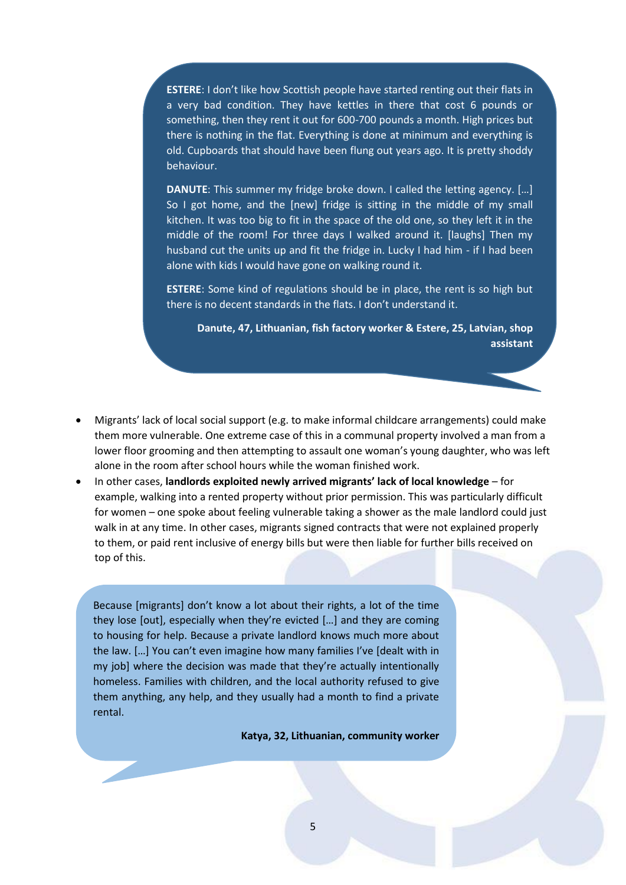> **ESTERE**: I don't like how Scottish people have started renting out their flats in a very bad condition. They have kettles in there that cost 6 pounds or something, then they rent it out for 600-700 pounds a month. High prices but there is nothing in the flat. Everything is done at minimum and everything is old. Cupboards that should have been flung out years ago. It is pretty shoddy behaviour.
>
> **DANUTE**: This summer my fridge broke down. I called the letting agency. […] So I got home, and the [new] fridge is sitting in the middle of my small kitchen. It was too big to fit in the space of the old one, so they left it in the middle of the room! For three days I walked around it. [laughs] Then my husband cut the units up and fit the fridge in. Lucky I had him - if I had been alone with kids I would have gone on walking round it.
>
> **ESTERE**: Some kind of regulations should be in place, the rent is so high but there is no decent standards in the flats. I don't understand it.
>
> **Danute, 47, Lithuanian, fish factory worker & Estere, 25, Latvian, shop assistant**

- Migrants' lack of local social support (e.g. to make informal childcare arrangements) could make them more vulnerable. One extreme case of this in a communal property involved a man from a lower floor grooming and then attempting to assault one woman's young daughter, who was left alone in the room after school hours while the woman finished work.
- In other cases, **landlords exploited newly arrived migrants' lack of local knowledge** – for example, walking into a rented property without prior permission. This was particularly difficult for women – one spoke about feeling vulnerable taking a shower as the male landlord could just walk in at any time. In other cases, migrants signed contracts that were not explained properly to them, or paid rent inclusive of energy bills but were then liable for further bills received on top of this.

> Because [migrants] don't know a lot about their rights, a lot of the time they lose [out], especially when they're evicted […] and they are coming to housing for help. Because a private landlord knows much more about the law. […] You can't even imagine how many families I've [dealt with in my job] where the decision was made that they're actually intentionally homeless. Families with children, and the local authority refused to give them anything, any help, and they usually had a month to find a private rental.
>
> **Katya, 32, Lithuanian, community worker**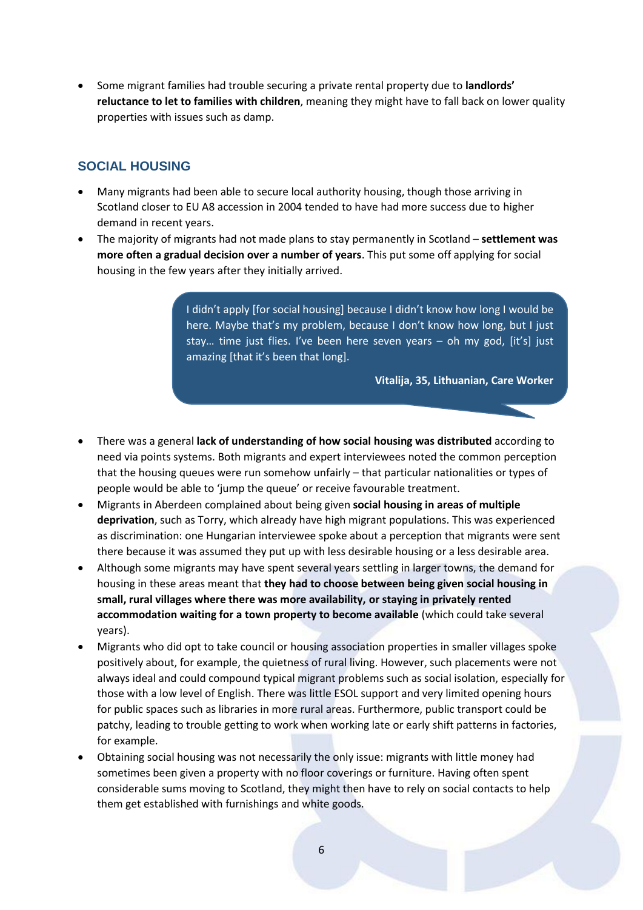- Some migrant families had trouble securing a private rental property due to **landlords' reluctance to let to families with children**, meaning they might have to fall back on lower quality properties with issues such as damp.

## SOCIAL HOUSING

- Many migrants had been able to secure local authority housing, though those arriving in Scotland closer to EU A8 accession in 2004 tended to have had more success due to higher demand in recent years.
- The majority of migrants had not made plans to stay permanently in Scotland – **settlement was more often a gradual decision over a number of years**. This put some off applying for social housing in the few years after they initially arrived.

> I didn't apply [for social housing] because I didn't know how long I would be here. Maybe that's my problem, because I don't know how long, but I just stay… time just flies. I've been here seven years – oh my god, [it's] just amazing [that it's been that long].
>
> **Vitalija, 35, Lithuanian, Care Worker**

- There was a general **lack of understanding of how social housing was distributed** according to need via points systems. Both migrants and expert interviewees noted the common perception that the housing queues were run somehow unfairly – that particular nationalities or types of people would be able to 'jump the queue' or receive favourable treatment.
- Migrants in Aberdeen complained about being given **social housing in areas of multiple deprivation**, such as Torry, which already have high migrant populations. This was experienced as discrimination: one Hungarian interviewee spoke about a perception that migrants were sent there because it was assumed they put up with less desirable housing or a less desirable area.
- Although some migrants may have spent several years settling in larger towns, the demand for housing in these areas meant that **they had to choose between being given social housing in small, rural villages where there was more availability, or staying in privately rented accommodation waiting for a town property to become available** (which could take several years).
- Migrants who did opt to take council or housing association properties in smaller villages spoke positively about, for example, the quietness of rural living. However, such placements were not always ideal and could compound typical migrant problems such as social isolation, especially for those with a low level of English. There was little ESOL support and very limited opening hours for public spaces such as libraries in more rural areas. Furthermore, public transport could be patchy, leading to trouble getting to work when working late or early shift patterns in factories, for example.
- Obtaining social housing was not necessarily the only issue: migrants with little money had sometimes been given a property with no floor coverings or furniture. Having often spent considerable sums moving to Scotland, they might then have to rely on social contacts to help them get established with furnishings and white goods.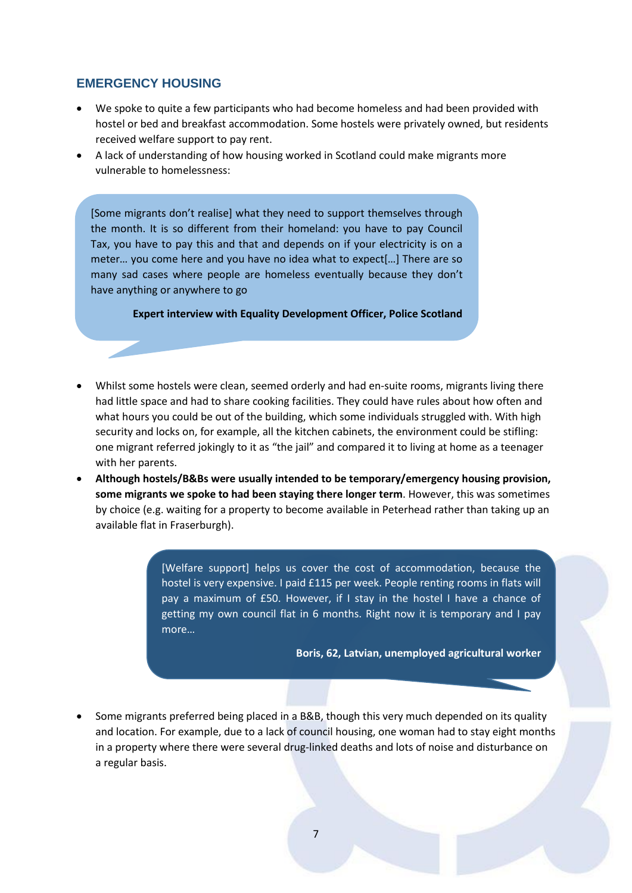## EMERGENCY HOUSING

- We spoke to quite a few participants who had become homeless and had been provided with hostel or bed and breakfast accommodation. Some hostels were privately owned, but residents received welfare support to pay rent.
- A lack of understanding of how housing worked in Scotland could make migrants more vulnerable to homelessness:

> [Some migrants don't realise] what they need to support themselves through the month. It is so different from their homeland: you have to pay Council Tax, you have to pay this and that and depends on if your electricity is on a meter… you come here and you have no idea what to expect[…] There are so many sad cases where people are homeless eventually because they don't have anything or anywhere to go
>
> **Expert interview with Equality Development Officer, Police Scotland**

- Whilst some hostels were clean, seemed orderly and had en-suite rooms, migrants living there had little space and had to share cooking facilities. They could have rules about how often and what hours you could be out of the building, which some individuals struggled with. With high security and locks on, for example, all the kitchen cabinets, the environment could be stifling: one migrant referred jokingly to it as "the jail" and compared it to living at home as a teenager with her parents.
- **Although hostels/B&Bs were usually intended to be temporary/emergency housing provision, some migrants we spoke to had been staying there longer term**. However, this was sometimes by choice (e.g. waiting for a property to become available in Peterhead rather than taking up an available flat in Fraserburgh).

> [Welfare support] helps us cover the cost of accommodation, because the hostel is very expensive. I paid £115 per week. People renting rooms in flats will pay a maximum of £50. However, if I stay in the hostel I have a chance of getting my own council flat in 6 months. Right now it is temporary and I pay more…
>
> **Boris, 62, Latvian, unemployed agricultural worker**

- Some migrants preferred being placed in a B&B, though this very much depended on its quality and location. For example, due to a lack of council housing, one woman had to stay eight months in a property where there were several drug-linked deaths and lots of noise and disturbance on a regular basis.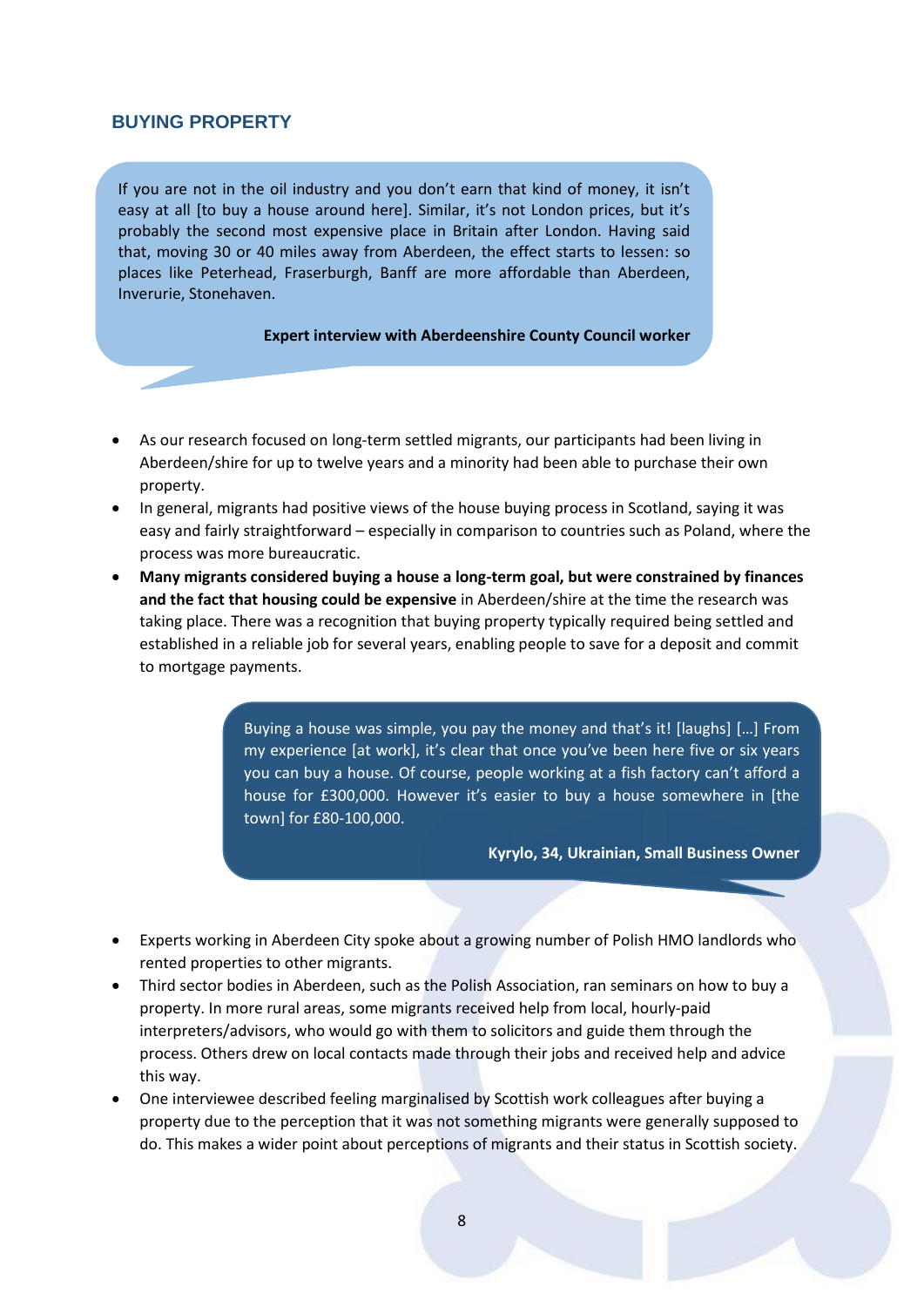## BUYING PROPERTY

> If you are not in the oil industry and you don't earn that kind of money, it isn't easy at all [to buy a house around here]. Similar, it's not London prices, but it's probably the second most expensive place in Britain after London. Having said that, moving 30 or 40 miles away from Aberdeen, the effect starts to lessen: so places like Peterhead, Fraserburgh, Banff are more affordable than Aberdeen, Inverurie, Stonehaven.
>
> **Expert interview with Aberdeenshire County Council worker**

- As our research focused on long-term settled migrants, our participants had been living in Aberdeen/shire for up to twelve years and a minority had been able to purchase their own property.
- In general, migrants had positive views of the house buying process in Scotland, saying it was easy and fairly straightforward – especially in comparison to countries such as Poland, where the process was more bureaucratic.
- **Many migrants considered buying a house a long-term goal, but were constrained by finances and the fact that housing could be expensive** in Aberdeen/shire at the time the research was taking place. There was a recognition that buying property typically required being settled and established in a reliable job for several years, enabling people to save for a deposit and commit to mortgage payments.

> Buying a house was simple, you pay the money and that's it! [laughs] [...] From my experience [at work], it's clear that once you've been here five or six years you can buy a house. Of course, people working at a fish factory can't afford a house for £300,000. However it's easier to buy a house somewhere in [the town] for £80-100,000.
>
> **Kyrylo, 34, Ukrainian, Small Business Owner**

- Experts working in Aberdeen City spoke about a growing number of Polish HMO landlords who rented properties to other migrants.
- Third sector bodies in Aberdeen, such as the Polish Association, ran seminars on how to buy a property. In more rural areas, some migrants received help from local, hourly-paid interpreters/advisors, who would go with them to solicitors and guide them through the process. Others drew on local contacts made through their jobs and received help and advice this way.
- One interviewee described feeling marginalised by Scottish work colleagues after buying a property due to the perception that it was not something migrants were generally supposed to do. This makes a wider point about perceptions of migrants and their status in Scottish society.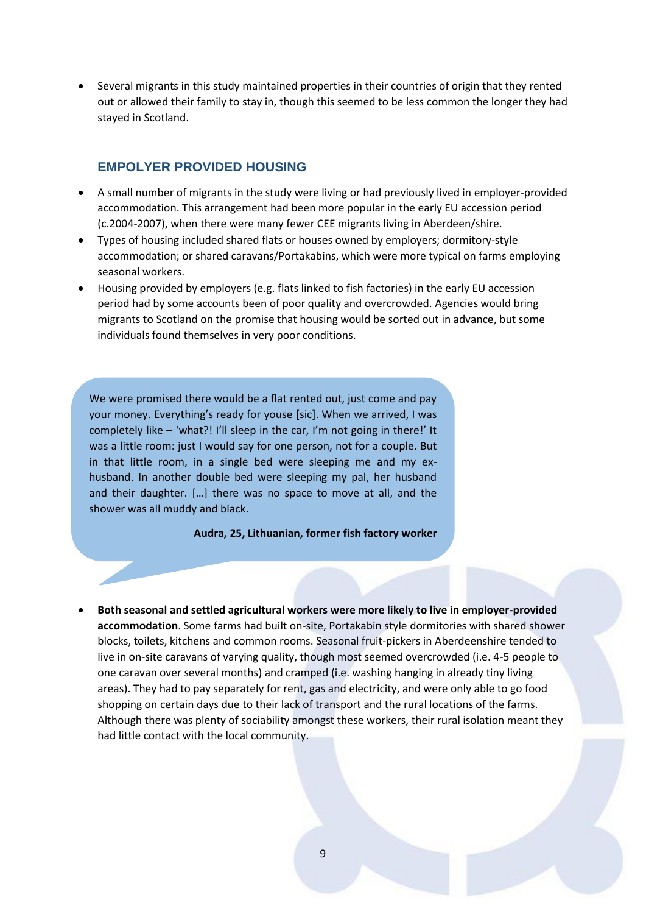- Several migrants in this study maintained properties in their countries of origin that they rented out or allowed their family to stay in, though this seemed to be less common the longer they had stayed in Scotland.

## EMPOLYER PROVIDED HOUSING

- A small number of migrants in the study were living or had previously lived in employer-provided accommodation. This arrangement had been more popular in the early EU accession period (c.2004-2007), when there were many fewer CEE migrants living in Aberdeen/shire.
- Types of housing included shared flats or houses owned by employers; dormitory-style accommodation; or shared caravans/Portakabins, which were more typical on farms employing seasonal workers.
- Housing provided by employers (e.g. flats linked to fish factories) in the early EU accession period had by some accounts been of poor quality and overcrowded. Agencies would bring migrants to Scotland on the promise that housing would be sorted out in advance, but some individuals found themselves in very poor conditions.

> We were promised there would be a flat rented out, just come and pay your money. Everything's ready for youse [sic]. When we arrived, I was completely like – 'what?! I'll sleep in the car, I'm not going in there!' It was a little room: just I would say for one person, not for a couple. But in that little room, in a single bed were sleeping me and my ex-husband. In another double bed were sleeping my pal, her husband and their daughter. […] there was no space to move at all, and the shower was all muddy and black.
>
> **Audra, 25, Lithuanian, former fish factory worker**

- **Both seasonal and settled agricultural workers were more likely to live in employer-provided accommodation**. Some farms had built on-site, Portakabin style dormitories with shared shower blocks, toilets, kitchens and common rooms. Seasonal fruit-pickers in Aberdeenshire tended to live in on-site caravans of varying quality, though most seemed overcrowded (i.e. 4-5 people to one caravan over several months) and cramped (i.e. washing hanging in already tiny living areas). They had to pay separately for rent, gas and electricity, and were only able to go food shopping on certain days due to their lack of transport and the rural locations of the farms. Although there was plenty of sociability amongst these workers, their rural isolation meant they had little contact with the local community.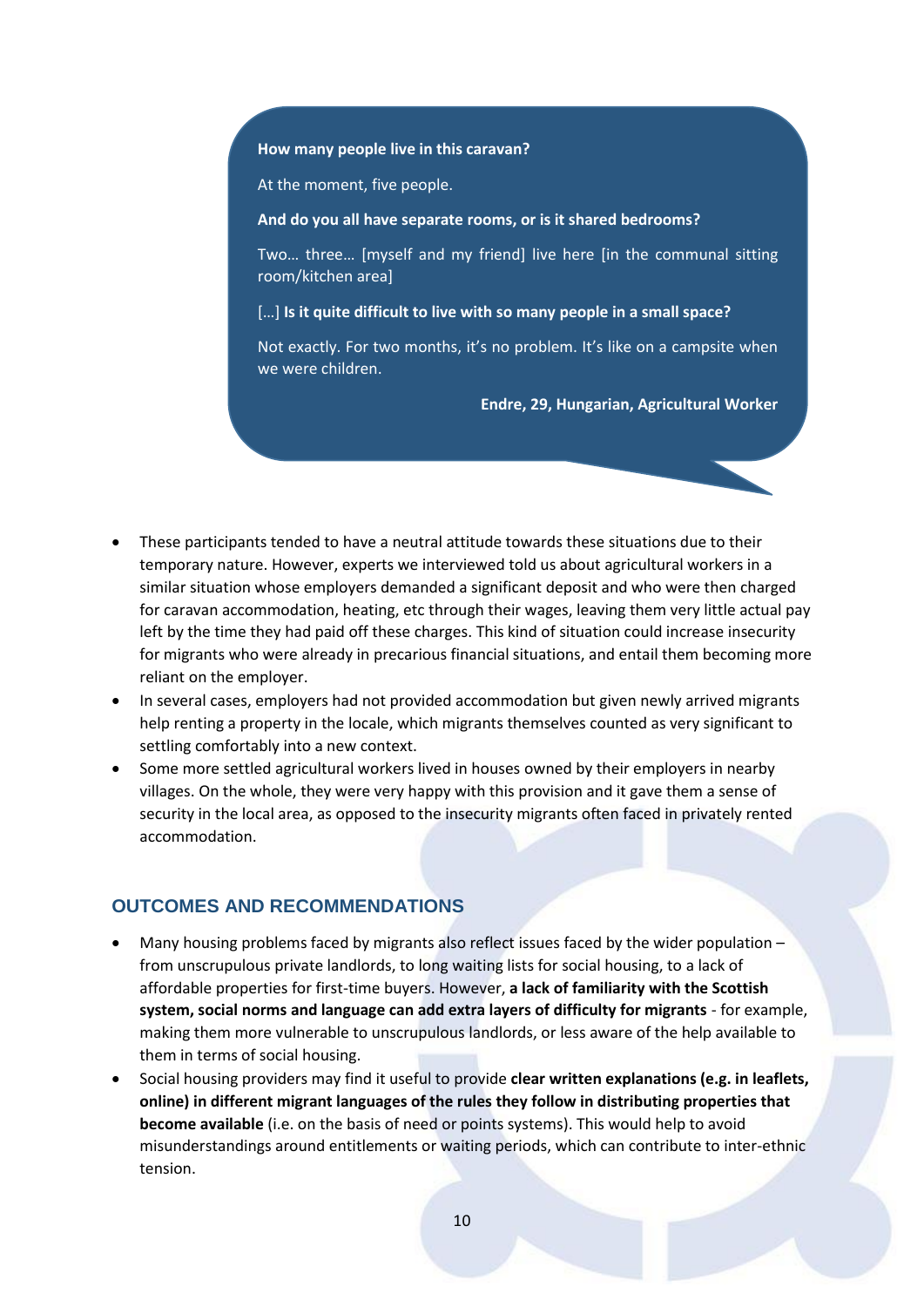> **How many people live in this caravan?**
>
> At the moment, five people.
>
> **And do you all have separate rooms, or is it shared bedrooms?**
>
> Two… three… [myself and my friend] live here [in the communal sitting room/kitchen area]
>
> […] **Is it quite difficult to live with so many people in a small space?**
>
> Not exactly. For two months, it's no problem. It's like on a campsite when we were children.
>
> **Endre, 29, Hungarian, Agricultural Worker**

- These participants tended to have a neutral attitude towards these situations due to their temporary nature. However, experts we interviewed told us about agricultural workers in a similar situation whose employers demanded a significant deposit and who were then charged for caravan accommodation, heating, etc through their wages, leaving them very little actual pay left by the time they had paid off these charges. This kind of situation could increase insecurity for migrants who were already in precarious financial situations, and entail them becoming more reliant on the employer.
- In several cases, employers had not provided accommodation but given newly arrived migrants help renting a property in the locale, which migrants themselves counted as very significant to settling comfortably into a new context.
- Some more settled agricultural workers lived in houses owned by their employers in nearby villages. On the whole, they were very happy with this provision and it gave them a sense of security in the local area, as opposed to the insecurity migrants often faced in privately rented accommodation.

## OUTCOMES AND RECOMMENDATIONS

- Many housing problems faced by migrants also reflect issues faced by the wider population – from unscrupulous private landlords, to long waiting lists for social housing, to a lack of affordable properties for first-time buyers. However, **a lack of familiarity with the Scottish system, social norms and language can add extra layers of difficulty for migrants** - for example, making them more vulnerable to unscrupulous landlords, or less aware of the help available to them in terms of social housing.
- Social housing providers may find it useful to provide **clear written explanations (e.g. in leaflets, online) in different migrant languages of the rules they follow in distributing properties that become available** (i.e. on the basis of need or points systems). This would help to avoid misunderstandings around entitlements or waiting periods, which can contribute to inter-ethnic tension.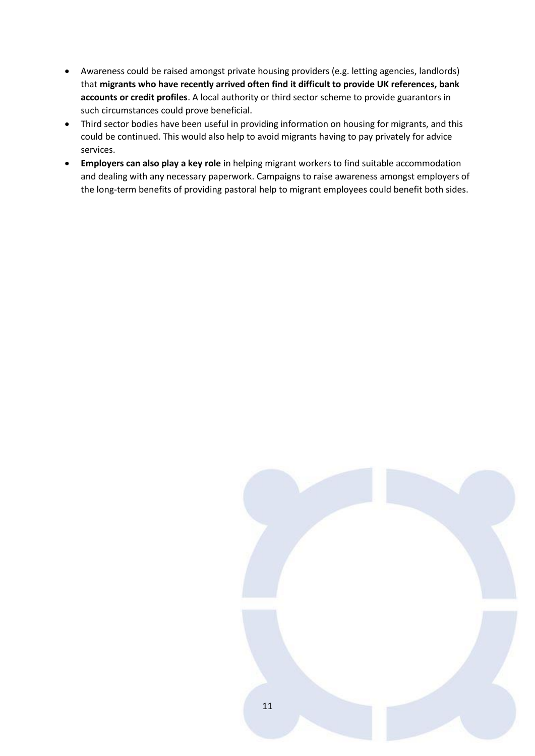- Awareness could be raised amongst private housing providers (e.g. letting agencies, landlords) that **migrants who have recently arrived often find it difficult to provide UK references, bank accounts or credit profiles**. A local authority or third sector scheme to provide guarantors in such circumstances could prove beneficial.
- Third sector bodies have been useful in providing information on housing for migrants, and this could be continued. This would also help to avoid migrants having to pay privately for advice services.
- **Employers can also play a key role** in helping migrant workers to find suitable accommodation and dealing with any necessary paperwork. Campaigns to raise awareness amongst employers of the long-term benefits of providing pastoral help to migrant employees could benefit both sides.